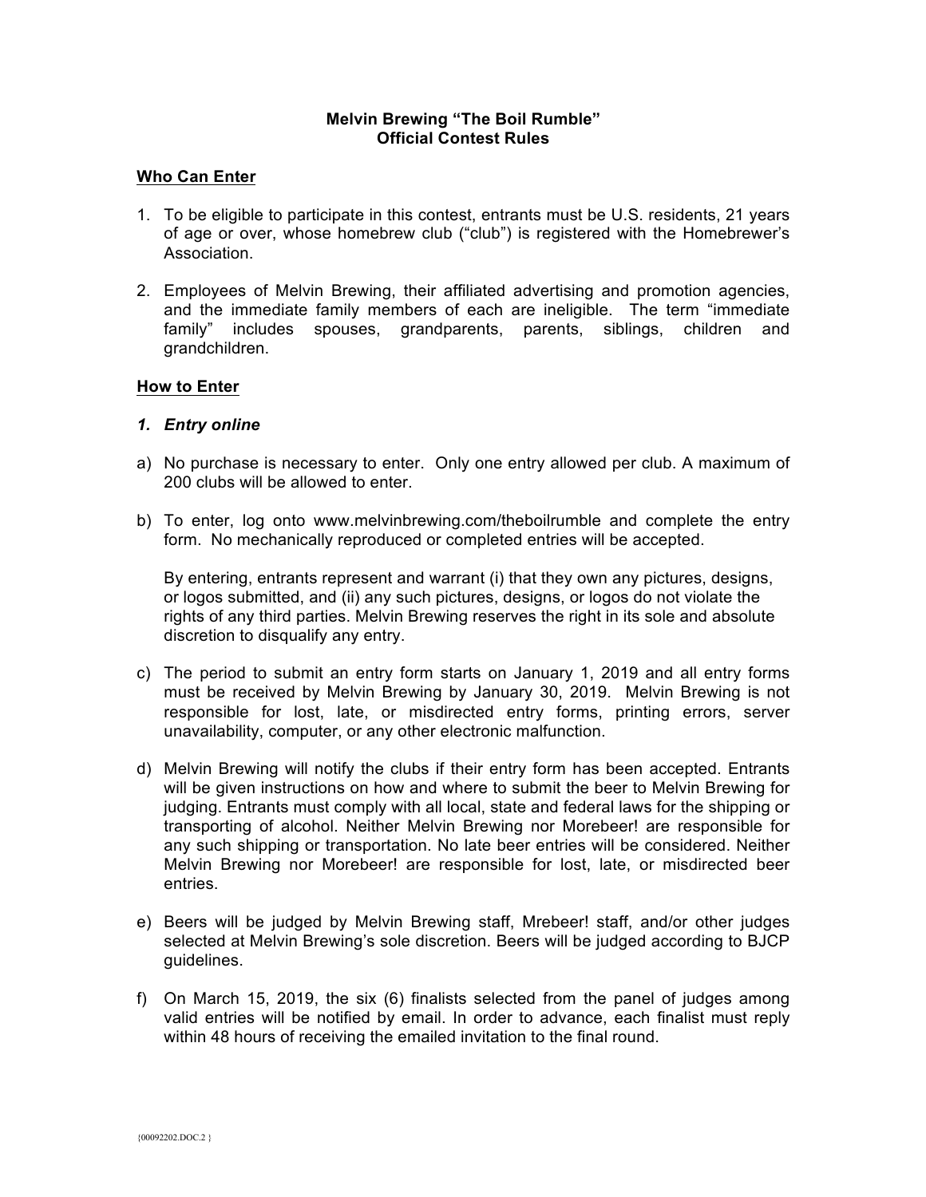**Melvin Brewing "The Boil Rumble"**
**Official Contest Rules**

## <u>Who Can Enter</u>

1. To be eligible to participate in this contest, entrants must be U.S. residents, 21 years of age or over, whose homebrew club ("club") is registered with the Homebrewer's Association.

2. Employees of Melvin Brewing, their affiliated advertising and promotion agencies, and the immediate family members of each are ineligible. The term "immediate family" includes spouses, grandparents, parents, siblings, children and grandchildren.

## <u>How to Enter</u>

### ***1. Entry online***

a) No purchase is necessary to enter. Only one entry allowed per club. A maximum of 200 clubs will be allowed to enter.

b) To enter, log onto www.melvinbrewing.com/theboilrumble and complete the entry form. No mechanically reproduced or completed entries will be accepted.

   By entering, entrants represent and warrant (i) that they own any pictures, designs, or logos submitted, and (ii) any such pictures, designs, or logos do not violate the rights of any third parties. Melvin Brewing reserves the right in its sole and absolute discretion to disqualify any entry.

c) The period to submit an entry form starts on January 1, 2019 and all entry forms must be received by Melvin Brewing by January 30, 2019. Melvin Brewing is not responsible for lost, late, or misdirected entry forms, printing errors, server unavailability, computer, or any other electronic malfunction.

d) Melvin Brewing will notify the clubs if their entry form has been accepted. Entrants will be given instructions on how and where to submit the beer to Melvin Brewing for judging. Entrants must comply with all local, state and federal laws for the shipping or transporting of alcohol. Neither Melvin Brewing nor Morebeer! are responsible for any such shipping or transportation. No late beer entries will be considered. Neither Melvin Brewing nor Morebeer! are responsible for lost, late, or misdirected beer entries.

e) Beers will be judged by Melvin Brewing staff, Mrebeer! staff, and/or other judges selected at Melvin Brewing's sole discretion. Beers will be judged according to BJCP guidelines.

f) On March 15, 2019, the six (6) finalists selected from the panel of judges among valid entries will be notified by email. In order to advance, each finalist must reply within 48 hours of receiving the emailed invitation to the final round.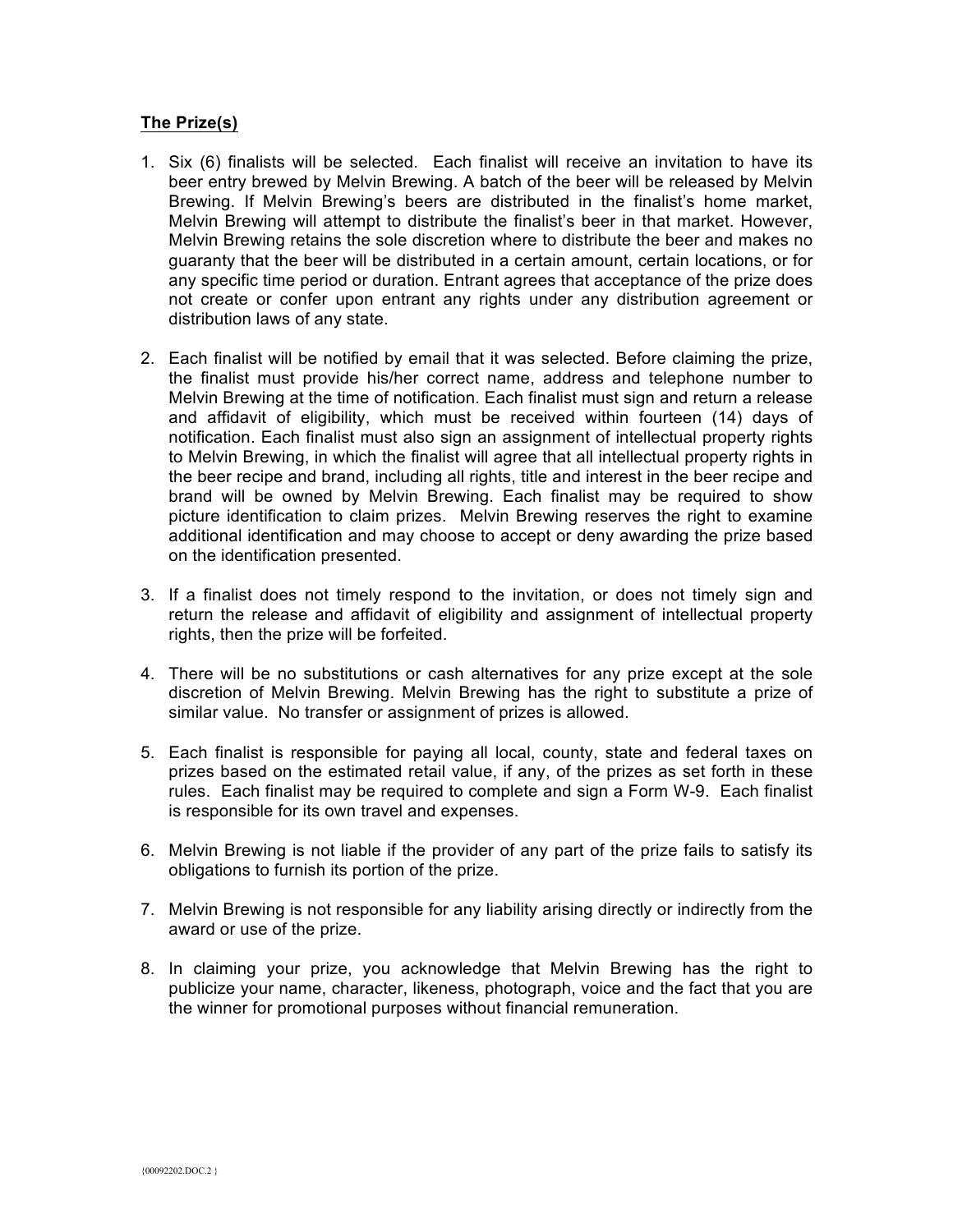## **The Prize(s)**

1. Six (6) finalists will be selected. Each finalist will receive an invitation to have its beer entry brewed by Melvin Brewing. A batch of the beer will be released by Melvin Brewing. If Melvin Brewing's beers are distributed in the finalist's home market, Melvin Brewing will attempt to distribute the finalist's beer in that market. However, Melvin Brewing retains the sole discretion where to distribute the beer and makes no guaranty that the beer will be distributed in a certain amount, certain locations, or for any specific time period or duration. Entrant agrees that acceptance of the prize does not create or confer upon entrant any rights under any distribution agreement or distribution laws of any state.

2. Each finalist will be notified by email that it was selected. Before claiming the prize, the finalist must provide his/her correct name, address and telephone number to Melvin Brewing at the time of notification. Each finalist must sign and return a release and affidavit of eligibility, which must be received within fourteen (14) days of notification. Each finalist must also sign an assignment of intellectual property rights to Melvin Brewing, in which the finalist will agree that all intellectual property rights in the beer recipe and brand, including all rights, title and interest in the beer recipe and brand will be owned by Melvin Brewing. Each finalist may be required to show picture identification to claim prizes. Melvin Brewing reserves the right to examine additional identification and may choose to accept or deny awarding the prize based on the identification presented.

3. If a finalist does not timely respond to the invitation, or does not timely sign and return the release and affidavit of eligibility and assignment of intellectual property rights, then the prize will be forfeited.

4. There will be no substitutions or cash alternatives for any prize except at the sole discretion of Melvin Brewing. Melvin Brewing has the right to substitute a prize of similar value. No transfer or assignment of prizes is allowed.

5. Each finalist is responsible for paying all local, county, state and federal taxes on prizes based on the estimated retail value, if any, of the prizes as set forth in these rules. Each finalist may be required to complete and sign a Form W-9. Each finalist is responsible for its own travel and expenses.

6. Melvin Brewing is not liable if the provider of any part of the prize fails to satisfy its obligations to furnish its portion of the prize.

7. Melvin Brewing is not responsible for any liability arising directly or indirectly from the award or use of the prize.

8. In claiming your prize, you acknowledge that Melvin Brewing has the right to publicize your name, character, likeness, photograph, voice and the fact that you are the winner for promotional purposes without financial remuneration.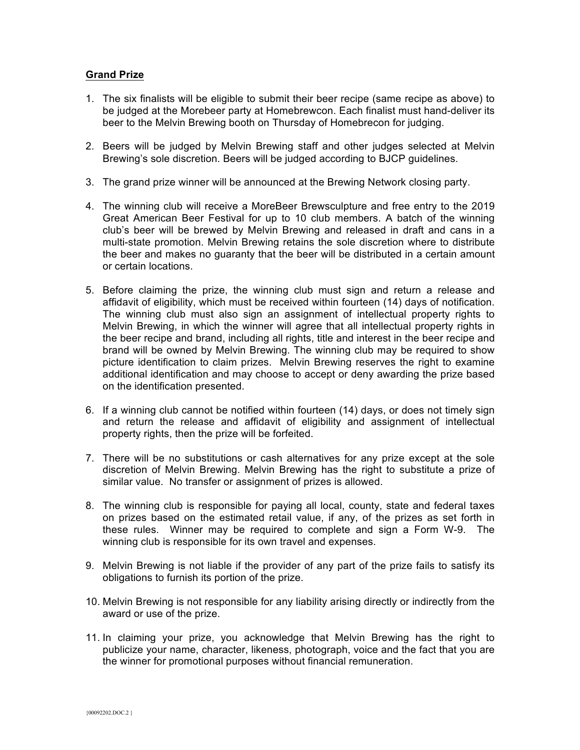**Grand Prize**

1. The six finalists will be eligible to submit their beer recipe (same recipe as above) to be judged at the Morebeer party at Homebrewcon. Each finalist must hand-deliver its beer to the Melvin Brewing booth on Thursday of Homebrecon for judging.

2. Beers will be judged by Melvin Brewing staff and other judges selected at Melvin Brewing's sole discretion. Beers will be judged according to BJCP guidelines.

3. The grand prize winner will be announced at the Brewing Network closing party.

4. The winning club will receive a MoreBeer Brewsculpture and free entry to the 2019 Great American Beer Festival for up to 10 club members. A batch of the winning club's beer will be brewed by Melvin Brewing and released in draft and cans in a multi-state promotion. Melvin Brewing retains the sole discretion where to distribute the beer and makes no guaranty that the beer will be distributed in a certain amount or certain locations.

5. Before claiming the prize, the winning club must sign and return a release and affidavit of eligibility, which must be received within fourteen (14) days of notification. The winning club must also sign an assignment of intellectual property rights to Melvin Brewing, in which the winner will agree that all intellectual property rights in the beer recipe and brand, including all rights, title and interest in the beer recipe and brand will be owned by Melvin Brewing. The winning club may be required to show picture identification to claim prizes. Melvin Brewing reserves the right to examine additional identification and may choose to accept or deny awarding the prize based on the identification presented.

6. If a winning club cannot be notified within fourteen (14) days, or does not timely sign and return the release and affidavit of eligibility and assignment of intellectual property rights, then the prize will be forfeited.

7. There will be no substitutions or cash alternatives for any prize except at the sole discretion of Melvin Brewing. Melvin Brewing has the right to substitute a prize of similar value. No transfer or assignment of prizes is allowed.

8. The winning club is responsible for paying all local, county, state and federal taxes on prizes based on the estimated retail value, if any, of the prizes as set forth in these rules. Winner may be required to complete and sign a Form W-9. The winning club is responsible for its own travel and expenses.

9. Melvin Brewing is not liable if the provider of any part of the prize fails to satisfy its obligations to furnish its portion of the prize.

10. Melvin Brewing is not responsible for any liability arising directly or indirectly from the award or use of the prize.

11. In claiming your prize, you acknowledge that Melvin Brewing has the right to publicize your name, character, likeness, photograph, voice and the fact that you are the winner for promotional purposes without financial remuneration.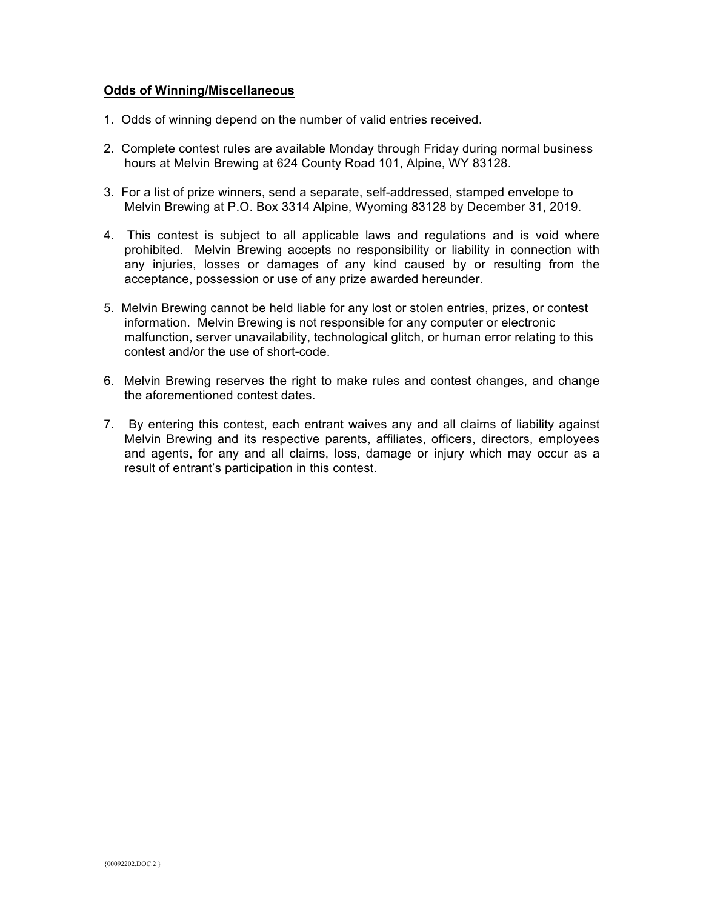**Odds of Winning/Miscellaneous**

1. Odds of winning depend on the number of valid entries received.

2. Complete contest rules are available Monday through Friday during normal business hours at Melvin Brewing at 624 County Road 101, Alpine, WY 83128.

3. For a list of prize winners, send a separate, self-addressed, stamped envelope to Melvin Brewing at P.O. Box 3314 Alpine, Wyoming 83128 by December 31, 2019.

4. This contest is subject to all applicable laws and regulations and is void where prohibited. Melvin Brewing accepts no responsibility or liability in connection with any injuries, losses or damages of any kind caused by or resulting from the acceptance, possession or use of any prize awarded hereunder.

5. Melvin Brewing cannot be held liable for any lost or stolen entries, prizes, or contest information. Melvin Brewing is not responsible for any computer or electronic malfunction, server unavailability, technological glitch, or human error relating to this contest and/or the use of short-code.

6. Melvin Brewing reserves the right to make rules and contest changes, and change the aforementioned contest dates.

7. By entering this contest, each entrant waives any and all claims of liability against Melvin Brewing and its respective parents, affiliates, officers, directors, employees and agents, for any and all claims, loss, damage or injury which may occur as a result of entrant's participation in this contest.

{00092202.DOC.2 }